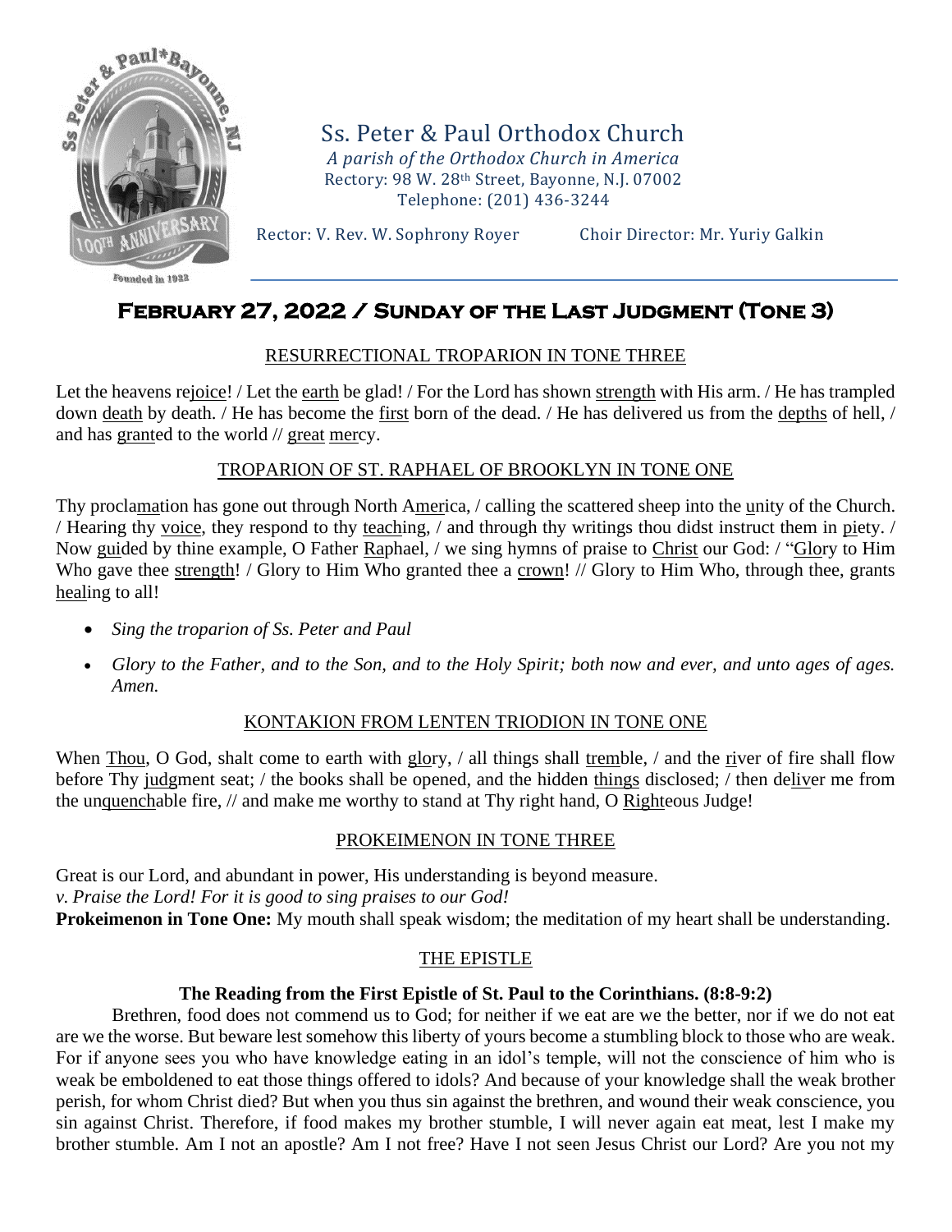# Ss. Peter & Paul Orthodox Church

*A parish of the Orthodox Church in America*
Rectory: 98 W. 28th Street, Bayonne, N.J. 07002
Telephone: (201) 436-3244

Rector: V. Rev. W. Sophrony Royer Choir Director: Mr. Yuriy Galkin

## February 27, 2022 / Sunday of the Last Judgment (Tone 3)

### RESURRECTIONAL TROPARION IN TONE THREE

Let the heavens rejoice! / Let the earth be glad! / For the Lord has shown strength with His arm. / He has trampled down death by death. / He has become the first born of the dead. / He has delivered us from the depths of hell, / and has granted to the world // great mercy.

### TROPARION OF ST. RAPHAEL OF BROOKLYN IN TONE ONE

Thy proclamation has gone out through North America, / calling the scattered sheep into the unity of the Church. / Hearing thy voice, they respond to thy teaching, / and through thy writings thou didst instruct them in piety. / Now guided by thine example, O Father Raphael, / we sing hymns of praise to Christ our God: / "Glory to Him Who gave thee strength! / Glory to Him Who granted thee a crown! // Glory to Him Who, through thee, grants healing to all!

- *Sing the troparion of Ss. Peter and Paul*
- *Glory to the Father, and to the Son, and to the Holy Spirit; both now and ever, and unto ages of ages. Amen.*

### KONTAKION FROM LENTEN TRIODION IN TONE ONE

When Thou, O God, shalt come to earth with glory, / all things shall tremble, / and the river of fire shall flow before Thy judgment seat; / the books shall be opened, and the hidden things disclosed; / then deliver me from the unquenchable fire, // and make me worthy to stand at Thy right hand, O Righteous Judge!

### PROKEIMENON IN TONE THREE

Great is our Lord, and abundant in power, His understanding is beyond measure.
*v. Praise the Lord! For it is good to sing praises to our God!*
**Prokeimenon in Tone One:** My mouth shall speak wisdom; the meditation of my heart shall be understanding.

### THE EPISTLE

**The Reading from the First Epistle of St. Paul to the Corinthians. (8:8-9:2)**

Brethren, food does not commend us to God; for neither if we eat are we the better, nor if we do not eat are we the worse. But beware lest somehow this liberty of yours become a stumbling block to those who are weak. For if anyone sees you who have knowledge eating in an idol's temple, will not the conscience of him who is weak be emboldened to eat those things offered to idols? And because of your knowledge shall the weak brother perish, for whom Christ died? But when you thus sin against the brethren, and wound their weak conscience, you sin against Christ. Therefore, if food makes my brother stumble, I will never again eat meat, lest I make my brother stumble. Am I not an apostle? Am I not free? Have I not seen Jesus Christ our Lord? Are you not my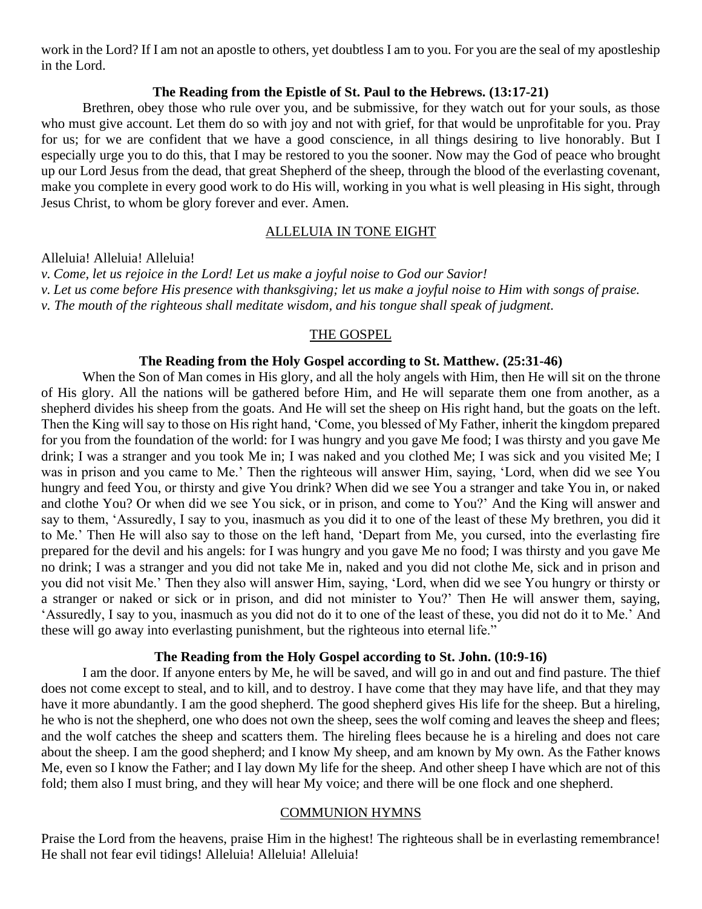work in the Lord? If I am not an apostle to others, yet doubtless I am to you. For you are the seal of my apostleship in the Lord.

**The Reading from the Epistle of St. Paul to the Hebrews. (13:17-21)**

Brethren, obey those who rule over you, and be submissive, for they watch out for your souls, as those who must give account. Let them do so with joy and not with grief, for that would be unprofitable for you. Pray for us; for we are confident that we have a good conscience, in all things desiring to live honorably. But I especially urge you to do this, that I may be restored to you the sooner. Now may the God of peace who brought up our Lord Jesus from the dead, that great Shepherd of the sheep, through the blood of the everlasting covenant, make you complete in every good work to do His will, working in you what is well pleasing in His sight, through Jesus Christ, to whom be glory forever and ever. Amen.

## ALLELUIA IN TONE EIGHT

Alleluia! Alleluia! Alleluia!

*v. Come, let us rejoice in the Lord! Let us make a joyful noise to God our Savior!*
*v. Let us come before His presence with thanksgiving; let us make a joyful noise to Him with songs of praise.*
*v. The mouth of the righteous shall meditate wisdom, and his tongue shall speak of judgment.*

## THE GOSPEL

**The Reading from the Holy Gospel according to St. Matthew. (25:31-46)**

When the Son of Man comes in His glory, and all the holy angels with Him, then He will sit on the throne of His glory. All the nations will be gathered before Him, and He will separate them one from another, as a shepherd divides his sheep from the goats. And He will set the sheep on His right hand, but the goats on the left. Then the King will say to those on His right hand, 'Come, you blessed of My Father, inherit the kingdom prepared for you from the foundation of the world: for I was hungry and you gave Me food; I was thirsty and you gave Me drink; I was a stranger and you took Me in; I was naked and you clothed Me; I was sick and you visited Me; I was in prison and you came to Me.' Then the righteous will answer Him, saying, 'Lord, when did we see You hungry and feed You, or thirsty and give You drink? When did we see You a stranger and take You in, or naked and clothe You? Or when did we see You sick, or in prison, and come to You?' And the King will answer and say to them, 'Assuredly, I say to you, inasmuch as you did it to one of the least of these My brethren, you did it to Me.' Then He will also say to those on the left hand, 'Depart from Me, you cursed, into the everlasting fire prepared for the devil and his angels: for I was hungry and you gave Me no food; I was thirsty and you gave Me no drink; I was a stranger and you did not take Me in, naked and you did not clothe Me, sick and in prison and you did not visit Me.' Then they also will answer Him, saying, 'Lord, when did we see You hungry or thirsty or a stranger or naked or sick or in prison, and did not minister to You?' Then He will answer them, saying, 'Assuredly, I say to you, inasmuch as you did not do it to one of the least of these, you did not do it to Me.' And these will go away into everlasting punishment, but the righteous into eternal life."

**The Reading from the Holy Gospel according to St. John. (10:9-16)**

I am the door. If anyone enters by Me, he will be saved, and will go in and out and find pasture. The thief does not come except to steal, and to kill, and to destroy. I have come that they may have life, and that they may have it more abundantly. I am the good shepherd. The good shepherd gives His life for the sheep. But a hireling, he who is not the shepherd, one who does not own the sheep, sees the wolf coming and leaves the sheep and flees; and the wolf catches the sheep and scatters them. The hireling flees because he is a hireling and does not care about the sheep. I am the good shepherd; and I know My sheep, and am known by My own. As the Father knows Me, even so I know the Father; and I lay down My life for the sheep. And other sheep I have which are not of this fold; them also I must bring, and they will hear My voice; and there will be one flock and one shepherd.

## COMMUNION HYMNS

Praise the Lord from the heavens, praise Him in the highest! The righteous shall be in everlasting remembrance! He shall not fear evil tidings! Alleluia! Alleluia! Alleluia!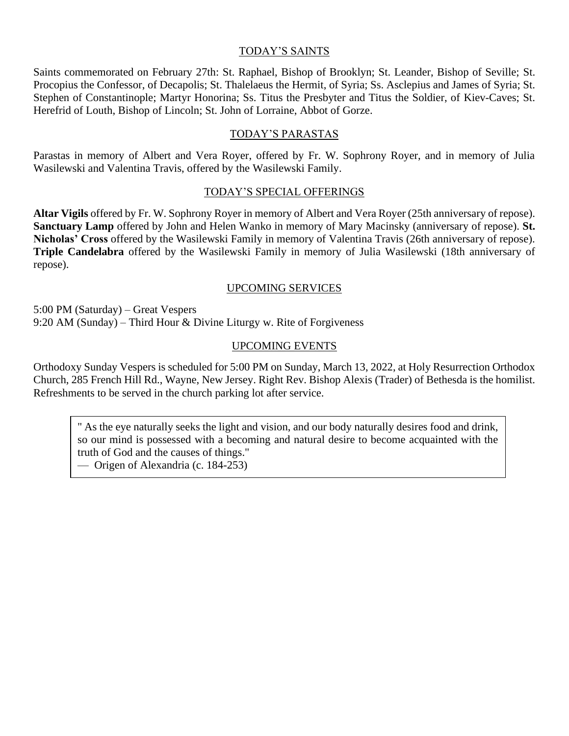## TODAY'S SAINTS

Saints commemorated on February 27th: St. Raphael, Bishop of Brooklyn; St. Leander, Bishop of Seville; St. Procopius the Confessor, of Decapolis; St. Thalelaeus the Hermit, of Syria; Ss. Asclepius and James of Syria; St. Stephen of Constantinople; Martyr Honorina; Ss. Titus the Presbyter and Titus the Soldier, of Kiev-Caves; St. Herefrid of Louth, Bishop of Lincoln; St. John of Lorraine, Abbot of Gorze.

## TODAY'S PARASTAS

Parastas in memory of Albert and Vera Royer, offered by Fr. W. Sophrony Royer, and in memory of Julia Wasilewski and Valentina Travis, offered by the Wasilewski Family.

## TODAY'S SPECIAL OFFERINGS

**Altar Vigils** offered by Fr. W. Sophrony Royer in memory of Albert and Vera Royer (25th anniversary of repose). **Sanctuary Lamp** offered by John and Helen Wanko in memory of Mary Macinsky (anniversary of repose). **St. Nicholas' Cross** offered by the Wasilewski Family in memory of Valentina Travis (26th anniversary of repose). **Triple Candelabra** offered by the Wasilewski Family in memory of Julia Wasilewski (18th anniversary of repose).

## UPCOMING SERVICES

5:00 PM (Saturday) – Great Vespers
9:20 AM (Sunday) – Third Hour & Divine Liturgy w. Rite of Forgiveness

## UPCOMING EVENTS

Orthodoxy Sunday Vespers is scheduled for 5:00 PM on Sunday, March 13, 2022, at Holy Resurrection Orthodox Church, 285 French Hill Rd., Wayne, New Jersey. Right Rev. Bishop Alexis (Trader) of Bethesda is the homilist. Refreshments to be served in the church parking lot after service.

> " As the eye naturally seeks the light and vision, and our body naturally desires food and drink, so our mind is possessed with a becoming and natural desire to become acquainted with the truth of God and the causes of things."
> — Origen of Alexandria (c. 184-253)